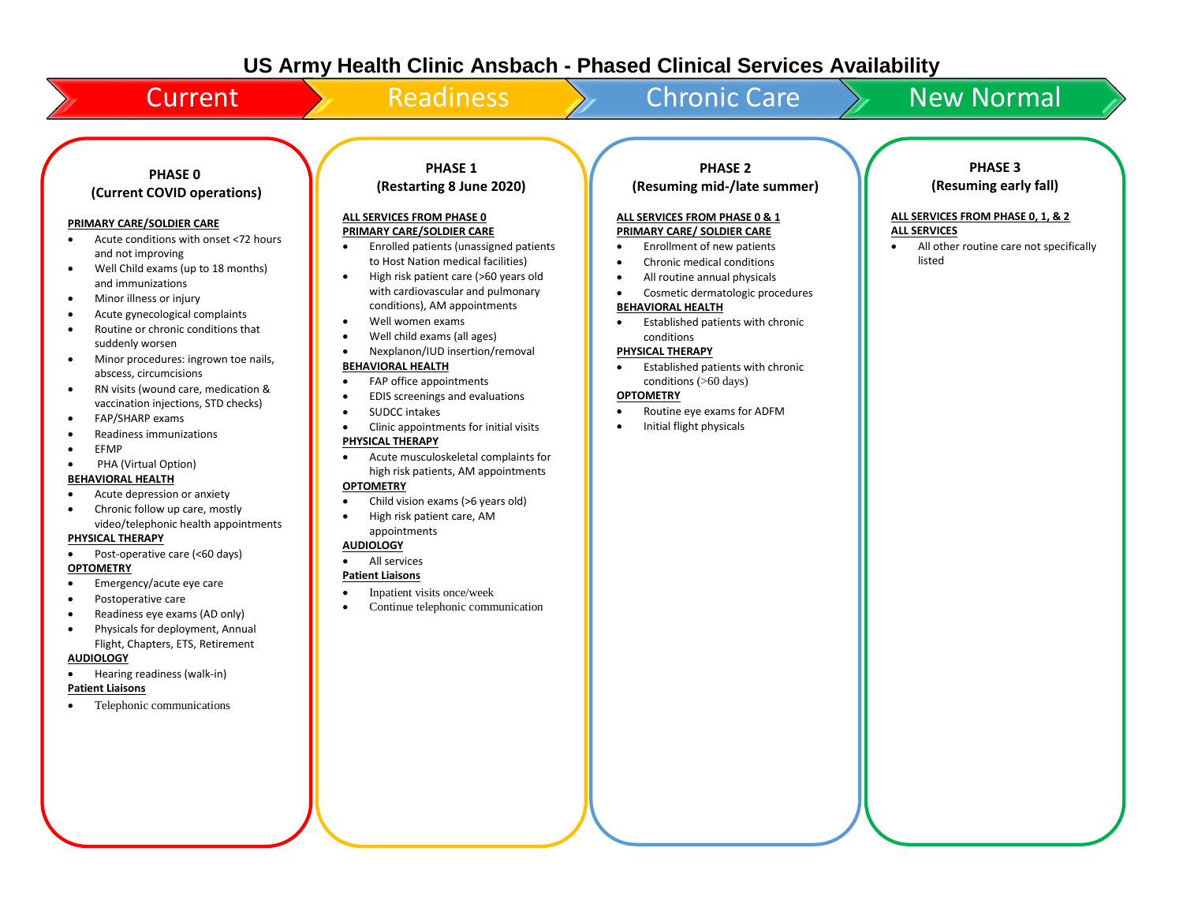# US Army Health Clinic Ansbach - Phased Clinical Services Availability

Current | Readiness | Chronic Care | New Normal

## PHASE 0
### (Current COVID operations)

**PRIMARY CARE/SOLDIER CARE**

- Acute conditions with onset <72 hours and not improving
- Well Child exams (up to 18 months) and immunizations
- Minor illness or injury
- Acute gynecological complaints
- Routine or chronic conditions that suddenly worsen
- Minor procedures: ingrown toe nails, abscess, circumcisions
- RN visits (wound care, medication & vaccination injections, STD checks)
- FAP/SHARP exams
- Readiness immunizations
- EFMP
- PHA (Virtual Option)

**BEHAVIORAL HEALTH**

- Acute depression or anxiety
- Chronic follow up care, mostly video/telephonic health appointments

**PHYSICAL THERAPY**

- Post-operative care (<60 days)

**OPTOMETRY**

- Emergency/acute eye care
- Postoperative care
- Readiness eye exams (AD only)
- Physicals for deployment, Annual Flight, Chapters, ETS, Retirement

**AUDIOLOGY**

- Hearing readiness (walk-in)

**Patient Liaisons**

- Telephonic communications

## PHASE 1
### (Restarting 8 June 2020)

**ALL SERVICES FROM PHASE 0**

**PRIMARY CARE/SOLDIER CARE**

- Enrolled patients (unassigned patients to Host Nation medical facilities)
- High risk patient care (>60 years old with cardiovascular and pulmonary conditions), AM appointments
- Well women exams
- Well child exams (all ages)
- Nexplanon/IUD insertion/removal

**BEHAVIORAL HEALTH**

- FAP office appointments
- EDIS screenings and evaluations
- SUDCC intakes
- Clinic appointments for initial visits

**PHYSICAL THERAPY**

- Acute musculoskeletal complaints for high risk patients, AM appointments

**OPTOMETRY**

- Child vision exams (>6 years old)
- High risk patient care, AM appointments

**AUDIOLOGY**

- All services

**Patient Liaisons**

- Inpatient visits once/week
- Continue telephonic communication

## PHASE 2
### (Resuming mid-/late summer)

**ALL SERVICES FROM PHASE 0 & 1**

**PRIMARY CARE/ SOLDIER CARE**

- Enrollment of new patients
- Chronic medical conditions
- All routine annual physicals
- Cosmetic dermatologic procedures

**BEHAVIORAL HEALTH**

- Established patients with chronic conditions

**PHYSICAL THERAPY**

- Established patients with chronic conditions (>60 days)

**OPTOMETRY**

- Routine eye exams for ADFM
- Initial flight physicals

## PHASE 3
### (Resuming early fall)

**ALL SERVICES FROM PHASE 0, 1, & 2**

**ALL SERVICES**

- All other routine care not specifically listed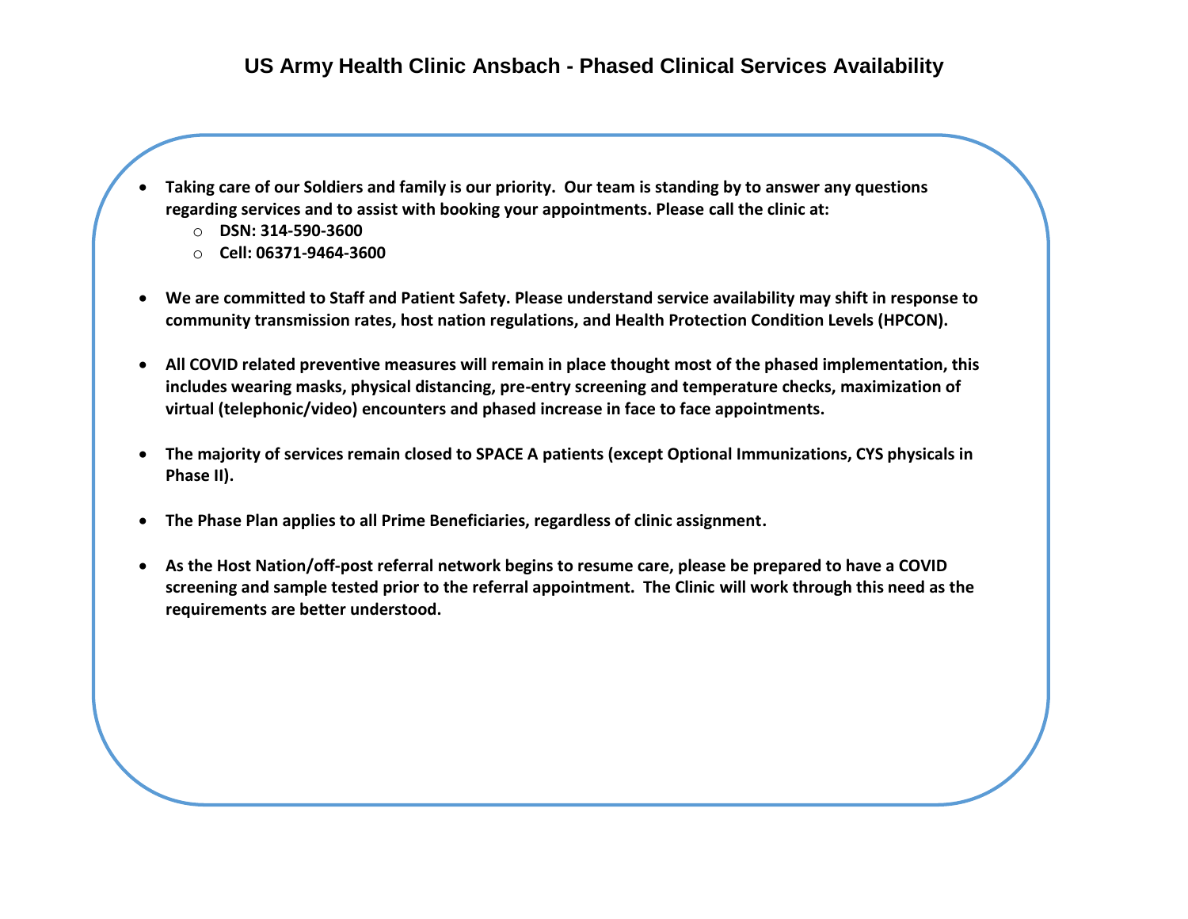## US Army Health Clinic Ansbach - Phased Clinical Services Availability

- **Taking care of our Soldiers and family is our priority. Our team is standing by to answer any questions regarding services and to assist with booking your appointments. Please call the clinic at:**
  - **DSN: 314-590-3600**
  - **Cell: 06371-9464-3600**

- **We are committed to Staff and Patient Safety. Please understand service availability may shift in response to community transmission rates, host nation regulations, and Health Protection Condition Levels (HPCON).**

- **All COVID related preventive measures will remain in place thought most of the phased implementation, this includes wearing masks, physical distancing, pre-entry screening and temperature checks, maximization of virtual (telephonic/video) encounters and phased increase in face to face appointments.**

- **The majority of services remain closed to SPACE A patients (except Optional Immunizations, CYS physicals in Phase II).**

- **The Phase Plan applies to all Prime Beneficiaries, regardless of clinic assignment.**

- **As the Host Nation/off-post referral network begins to resume care, please be prepared to have a COVID screening and sample tested prior to the referral appointment. The Clinic will work through this need as the requirements are better understood.**